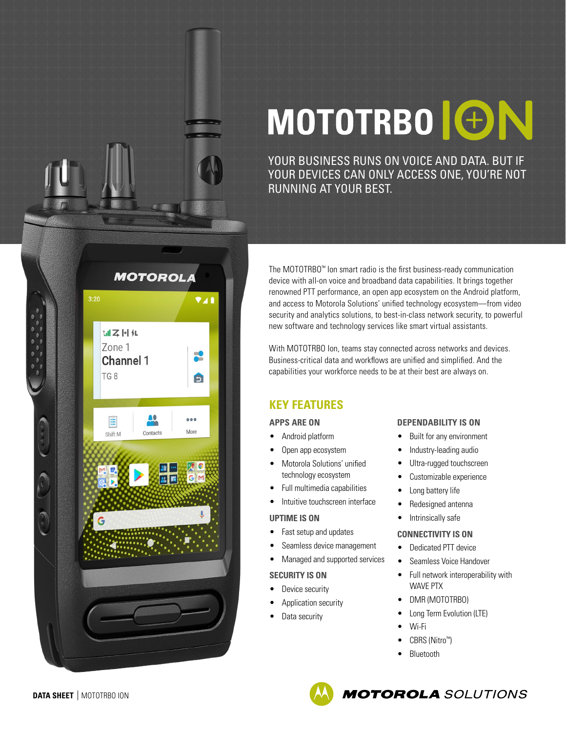# MOTOTRBO ION

YOUR BUSINESS RUNS ON VOICE AND DATA. BUT IF YOUR DEVICES CAN ONLY ACCESS ONE, YOU'RE NOT RUNNING AT YOUR BEST.

The MOTOTRBO™ Ion smart radio is the first business-ready communication device with all-on voice and broadband data capabilities. It brings together renowned PTT performance, an open app ecosystem on the Android platform, and access to Motorola Solutions' unified technology ecosystem—from video security and analytics solutions, to best-in-class network security, to powerful new software and technology services like smart virtual assistants.

With MOTOTRBO Ion, teams stay connected across networks and devices. Business-critical data and workflows are unified and simplified. And the capabilities your workforce needs to be at their best are always on.

## KEY FEATURES

### APPS ARE ON

- Android platform
- Open app ecosystem
- Motorola Solutions' unified technology ecosystem
- Full multimedia capabilities
- Intuitive touchscreen interface

### UPTIME IS ON

- Fast setup and updates
- Seamless device management
- Managed and supported services

### SECURITY IS ON

- Device security
- Application security
- Data security

### DEPENDABILITY IS ON

- Built for any environment
- Industry-leading audio
- Ultra-rugged touchscreen
- Customizable experience
- Long battery life
- Redesigned antenna
- Intrinsically safe

### CONNECTIVITY IS ON

- Dedicated PTT device
- Seamless Voice Handover
- Full network interoperability with WAVE PTX
- DMR (MOTOTRBO)
- Long Term Evolution (LTE)
- Wi-Fi
- CBRS (Nitro™)
- Bluetooth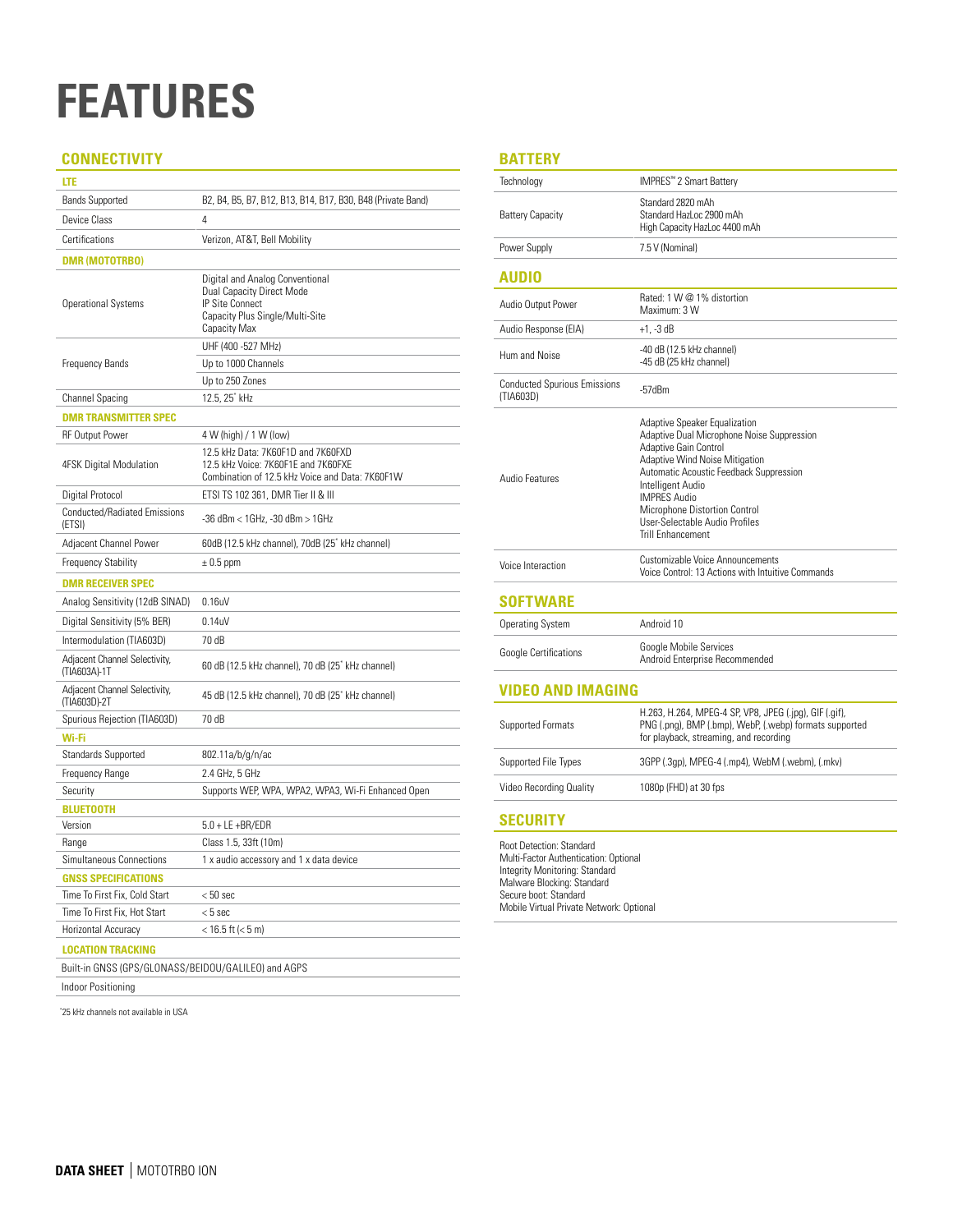# FEATURES

## CONNECTIVITY

| **LTE** | |
|---|---|
| Bands Supported | B2, B4, B5, B7, B12, B13, B14, B17, B30, B48 (Private Band) |
| Device Class | 4 |
| Certifications | Verizon, AT&T, Bell Mobility |
| **DMR (MOTOTRBO)** | |
| Operational Systems | Digital and Analog Conventional<br>Dual Capacity Direct Mode<br>IP Site Connect<br>Capacity Plus Single/Multi-Site<br>Capacity Max |
| Frequency Bands | UHF (400 -527 MHz) |
| | Up to 1000 Channels |
| | Up to 250 Zones |
| Channel Spacing | 12.5, 25* kHz |
| **DMR TRANSMITTER SPEC** | |
| RF Output Power | 4 W (high) / 1 W (low) |
| 4FSK Digital Modulation | 12.5 kHz Data: 7K60F1D and 7K60FXD<br>12.5 kHz Voice: 7K60F1E and 7K60FXE<br>Combination of 12.5 kHz Voice and Data: 7K60F1W |
| Digital Protocol | ETSI TS 102 361, DMR Tier II & III |
| Conducted/Radiated Emissions (ETSI) | -36 dBm < 1GHz, -30 dBm > 1GHz |
| Adjacent Channel Power | 60dB (12.5 kHz channel), 70dB (25* kHz channel) |
| Frequency Stability | ± 0.5 ppm |
| **DMR RECEIVER SPEC** | |
| Analog Sensitivity (12dB SINAD) | 0.16uV |
| Digital Sensitivity (5% BER) | 0.14uV |
| Intermodulation (TIA603D) | 70 dB |
| Adjacent Channel Selectivity, (TIA603A)-1T | 60 dB (12.5 kHz channel), 70 dB (25* kHz channel) |
| Adjacent Channel Selectivity, (TIA603D)-2T | 45 dB (12.5 kHz channel), 70 dB (25* kHz channel) |
| Spurious Rejection (TIA603D) | 70 dB |
| **Wi-Fi** | |
| Standards Supported | 802.11a/b/g/n/ac |
| Frequency Range | 2.4 GHz, 5 GHz |
| Security | Supports WEP, WPA, WPA2, WPA3, Wi-Fi Enhanced Open |
| **BLUETOOTH** | |
| Version | 5.0 + LE +BR/EDR |
| Range | Class 1.5, 33ft (10m) |
| Simultaneous Connections | 1 x audio accessory and 1 x data device |
| **GNSS SPECIFICATIONS** | |
| Time To First Fix, Cold Start | < 50 sec |
| Time To First Fix, Hot Start | < 5 sec |
| Horizontal Accuracy | < 16.5 ft (< 5 m) |
| **LOCATION TRACKING** | |
| Built-in GNSS (GPS/GLONASS/BEIDOU/GALILEO) and AGPS | |
| Indoor Positioning | |

*25 kHz channels not available in USA

## BATTERY

| | |
|---|---|
| Technology | IMPRES™ 2 Smart Battery |
| Battery Capacity | Standard 2820 mAh<br>Standard HazLoc 2900 mAh<br>High Capacity HazLoc 4400 mAh |
| Power Supply | 7.5 V (Nominal) |

## AUDIO

| | |
|---|---|
| Audio Output Power | Rated: 1 W @ 1% distortion<br>Maximum: 3 W |
| Audio Response (EIA) | +1, -3 dB |
| Hum and Noise | -40 dB (12.5 kHz channel)<br>-45 dB (25 kHz channel) |
| Conducted Spurious Emissions (TIA603D) | -57dBm |
| Audio Features | Adaptive Speaker Equalization<br>Adaptive Dual Microphone Noise Suppression<br>Adaptive Gain Control<br>Adaptive Wind Noise Mitigation<br>Automatic Acoustic Feedback Suppression<br>Intelligent Audio<br>IMPRES Audio<br>Microphone Distortion Control<br>User-Selectable Audio Profiles<br>Trill Enhancement |
| Voice Interaction | Customizable Voice Announcements<br>Voice Control: 13 Actions with Intuitive Commands |

## SOFTWARE

| | |
|---|---|
| Operating System | Android 10 |
| Google Certifications | Google Mobile Services<br>Android Enterprise Recommended |

## VIDEO AND IMAGING

| | |
|---|---|
| Supported Formats | H.263, H.264, MPEG-4 SP, VP8, JPEG (.jpg), GIF (.gif), PNG (.png), BMP (.bmp), WebP, (.webp) formats supported for playback, streaming, and recording |
| Supported File Types | 3GPP (.3gp), MPEG-4 (.mp4), WebM (.webm), (.mkv) |
| Video Recording Quality | 1080p (FHD) at 30 fps |

## SECURITY

Root Detection: Standard
Multi-Factor Authentication: Optional
Integrity Monitoring: Standard
Malware Blocking: Standard
Secure boot: Standard
Mobile Virtual Private Network: Optional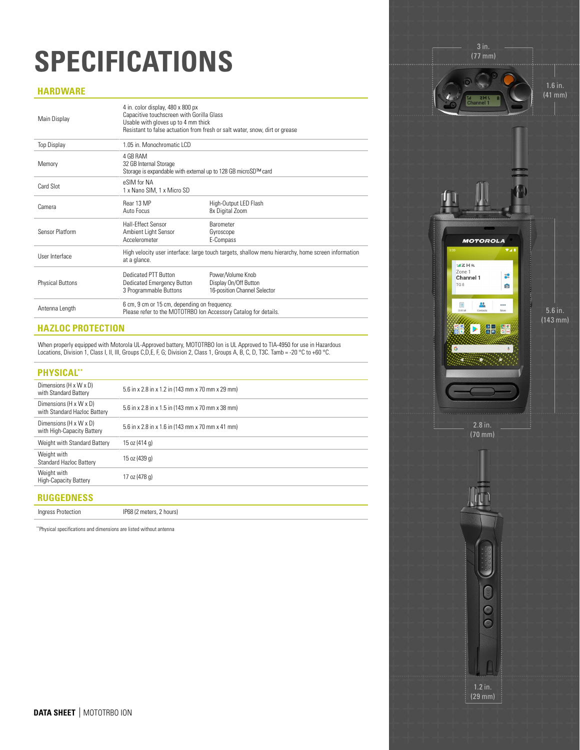# SPECIFICATIONS

## HARDWARE

| | | |
|---|---|---|
| Main Display | 4 in. color display, 480 x 800 px<br>Capacitive touchscreen with Gorilla Glass<br>Usable with gloves up to 4 mm thick<br>Resistant to false actuation from fresh or salt water, snow, dirt or grease | |
| Top Display | 1.05 in. Monochromatic LCD | |
| Memory | 4 GB RAM<br>32 GB Internal Storage<br>Storage is expandable with external up to 128 GB microSD™ card | |
| Card Slot | eSIM for NA<br>1 x Nano SIM, 1 x Micro SD | |
| Camera | Rear 13 MP<br>Auto Focus | High-Output LED Flash<br>8x Digital Zoom |
| Sensor Platform | Hall-Effect Sensor<br>Ambient Light Sensor<br>Accelerometer | Barometer<br>Gyroscope<br>E-Compass |
| User Interface | High velocity user interface: large touch targets, shallow menu hierarchy, home screen information at a glance. | |
| Physical Buttons | Dedicated PTT Button<br>Dedicated Emergency Button<br>3 Programmable Buttons | Power/Volume Knob<br>Display On/Off Button<br>16-position Channel Selector |
| Antenna Length | 6 cm, 9 cm or 15 cm, depending on frequency.<br>Please refer to the MOTOTRBO Ion Accessory Catalog for details. | |

## HAZLOC PROTECTION

When properly equipped with Motorola UL-Approved battery, MOTOTRBO Ion is UL Approved to TIA-4950 for use in Hazardous Locations, Division 1, Class I, II, III, Groups C,D,E, F, G; Division 2, Class 1, Groups A, B, C, D, T3C. Tamb = -20 °C to +60 °C.

## PHYSICAL**

| | |
|---|---|
| Dimensions (H x W x D) with Standard Battery | 5.6 in x 2.8 in x 1.2 in (143 mm x 70 mm x 29 mm) |
| Dimensions (H x W x D) with Standard Hazloc Battery | 5.6 in x 2.8 in x 1.5 in (143 mm x 70 mm x 38 mm) |
| Dimensions (H x W x D) with High-Capacity Battery | 5.6 in x 2.8 in x 1.6 in (143 mm x 70 mm x 41 mm) |
| Weight with Standard Battery | 15 oz (414 g) |
| Weight with Standard Hazloc Battery | 15 oz (439 g) |
| Weight with High-Capacity Battery | 17 oz (478 g) |

## RUGGEDNESS

| | |
|---|---|
| Ingress Protection | IP68 (2 meters, 2 hours) |

**Physical specifications and dimensions are listed without antenna

3 in. (77 mm)

1.6 in. (41 mm)

5.6 in. (143 mm)

2.8 in. (70 mm)

1.2 in. (29 mm)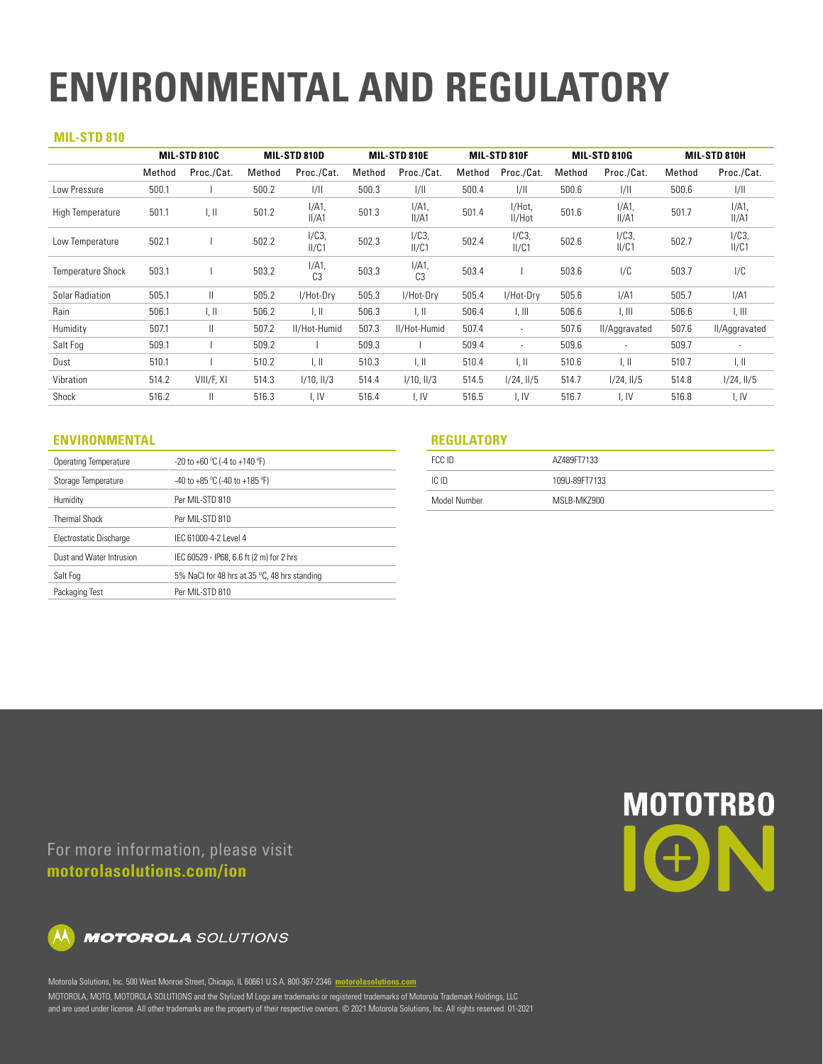# ENVIRONMENTAL AND REGULATORY

## MIL-STD 810

| | MIL-STD 810C | | MIL-STD 810D | | MIL-STD 810E | | MIL-STD 810F | | MIL-STD 810G | | MIL-STD 810H | |
|---|---|---|---|---|---|---|---|---|---|---|---|---|
| | Method | Proc./Cat. | Method | Proc./Cat. | Method | Proc./Cat. | Method | Proc./Cat. | Method | Proc./Cat. | Method | Proc./Cat. |
| Low Pressure | 500.1 | I | 500.2 | I/II | 500.3 | I/II | 500.4 | I/II | 500.6 | I/II | 500.6 | I/II |
| High Temperature | 501.1 | I, II | 501.2 | I/A1, II/A1 | 501.3 | I/A1, II/A1 | 501.4 | I/Hot, II/Hot | 501.6 | I/A1, II/A1 | 501.7 | I/A1, II/A1 |
| Low Temperature | 502.1 | I | 502.2 | I/C3, II/C1 | 502.3 | I/C3, II/C1 | 502.4 | I/C3, II/C1 | 502.6 | I/C3, II/C1 | 502.7 | I/C3, II/C1 |
| Temperature Shock | 503.1 | I | 503.2 | I/A1, C3 | 503.3 | I/A1, C3 | 503.4 | I | 503.6 | I/C | 503.7 | I/C |
| Solar Radiation | 505.1 | II | 505.2 | I/Hot-Dry | 505.3 | I/Hot-Dry | 505.4 | I/Hot-Dry | 505.6 | I/A1 | 505.7 | I/A1 |
| Rain | 506.1 | I, II | 506.2 | I, II | 506.3 | I, II | 506.4 | I, III | 506.6 | I, III | 506.6 | I, III |
| Humidity | 507.1 | II | 507.2 | II/Hot-Humid | 507.3 | II/Hot-Humid | 507.4 | - | 507.6 | II/Aggravated | 507.6 | II/Aggravated |
| Salt Fog | 509.1 | I | 509.2 | I | 509.3 | I | 509.4 | - | 509.6 | - | 509.7 | - |
| Dust | 510.1 | I | 510.2 | I, II | 510.3 | I, II | 510.4 | I, II | 510.6 | I, II | 510.7 | I, II |
| Vibration | 514.2 | VIII/F, XI | 514.3 | I/10, II/3 | 514.4 | I/10, II/3 | 514.5 | I/24, II/5 | 514.7 | I/24, II/5 | 514.8 | I/24, II/5 |
| Shock | 516.2 | II | 516.3 | I, IV | 516.4 | I, IV | 516.5 | I, IV | 516.7 | I, IV | 516.8 | I, IV |

## ENVIRONMENTAL

| | |
|---|---|
| Operating Temperature | -20 to +60 °C (-4 to +140 °F) |
| Storage Temperature | -40 to +85 °C (-40 to +185 °F) |
| Humidity | Per MIL-STD 810 |
| Thermal Shock | Per MIL-STD 810 |
| Electrostatic Discharge | IEC 61000-4-2 Level 4 |
| Dust and Water Intrusion | IEC 60529 - IP68, 6.6 ft (2 m) for 2 hrs |
| Salt Fog | 5% NaCl for 48 hrs at 35 °C, 48 hrs standing |
| Packaging Test | Per MIL-STD 810 |

## REGULATORY

| | |
|---|---|
| FCC ID | AZ489FT7133 |
| IC ID | 109U-89FT7133 |
| Model Number | MSLB-MKZ900 |

For more information, please visit
**motorolasolutions.com/ion**

MOTOTRBO ION

MOTOROLA SOLUTIONS

Motorola Solutions, Inc. 500 West Monroe Street, Chicago, IL 60661 U.S.A. 800-367-2346 **motorolasolutions.com**

MOTOROLA, MOTO, MOTOROLA SOLUTIONS and the Stylized M Logo are trademarks or registered trademarks of Motorola Trademark Holdings, LLC and are used under license. All other trademarks are the property of their respective owners. © 2021 Motorola Solutions, Inc. All rights reserved. 01-2021